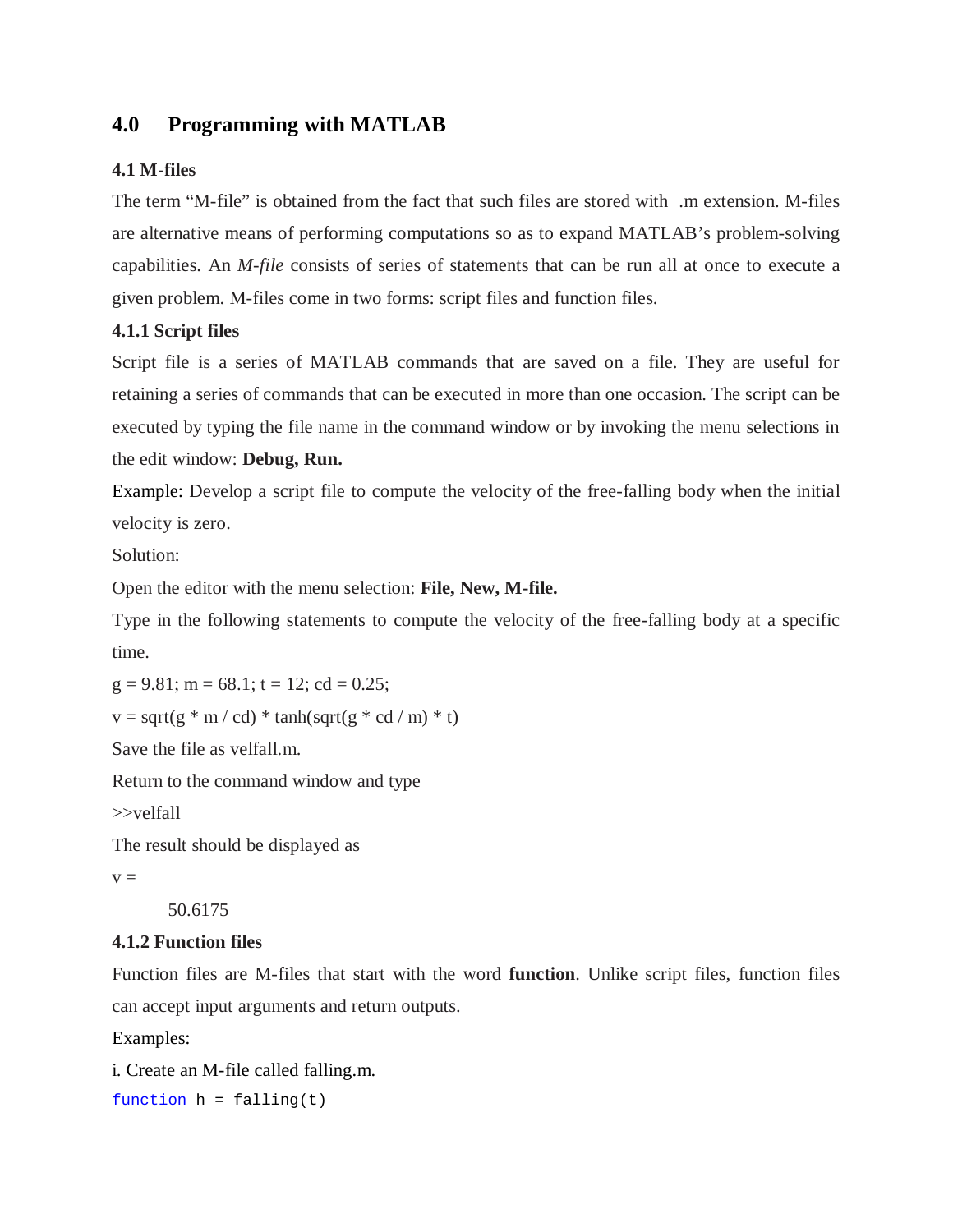# 4.0 Programming with MATLAB

## 4.1 M-files

The term "M-file" is obtained from the fact that such files are stored with .m extension. M-files are alternative means of performing computations so as to expand MATLAB's problem-solving capabilities. An *M-file* consists of series of statements that can be run all at once to execute a given problem. M-files come in two forms: script files and function files.

### 4.1.1 Script files

Script file is a series of MATLAB commands that are saved on a file. They are useful for retaining a series of commands that can be executed in more than one occasion. The script can be executed by typing the file name in the command window or by invoking the menu selections in the edit window: **Debug, Run.**

Example: Develop a script file to compute the velocity of the free-falling body when the initial velocity is zero.

Solution:

Open the editor with the menu selection: **File, New, M-file.**

Type in the following statements to compute the velocity of the free-falling body at a specific time.

```
g = 9.81; m = 68.1; t = 12; cd = 0.25;
v = sqrt(g * m / cd) * tanh(sqrt(g * cd / m) * t)
```

Save the file as velfall.m.

Return to the command window and type

```
>>velfall
```

The result should be displayed as

```
v =
      50.6175
```

### 4.1.2 Function files

Function files are M-files that start with the word **function**. Unlike script files, function files can accept input arguments and return outputs.

Examples:

i. Create an M-file called falling.m.

```
function h = falling(t)
```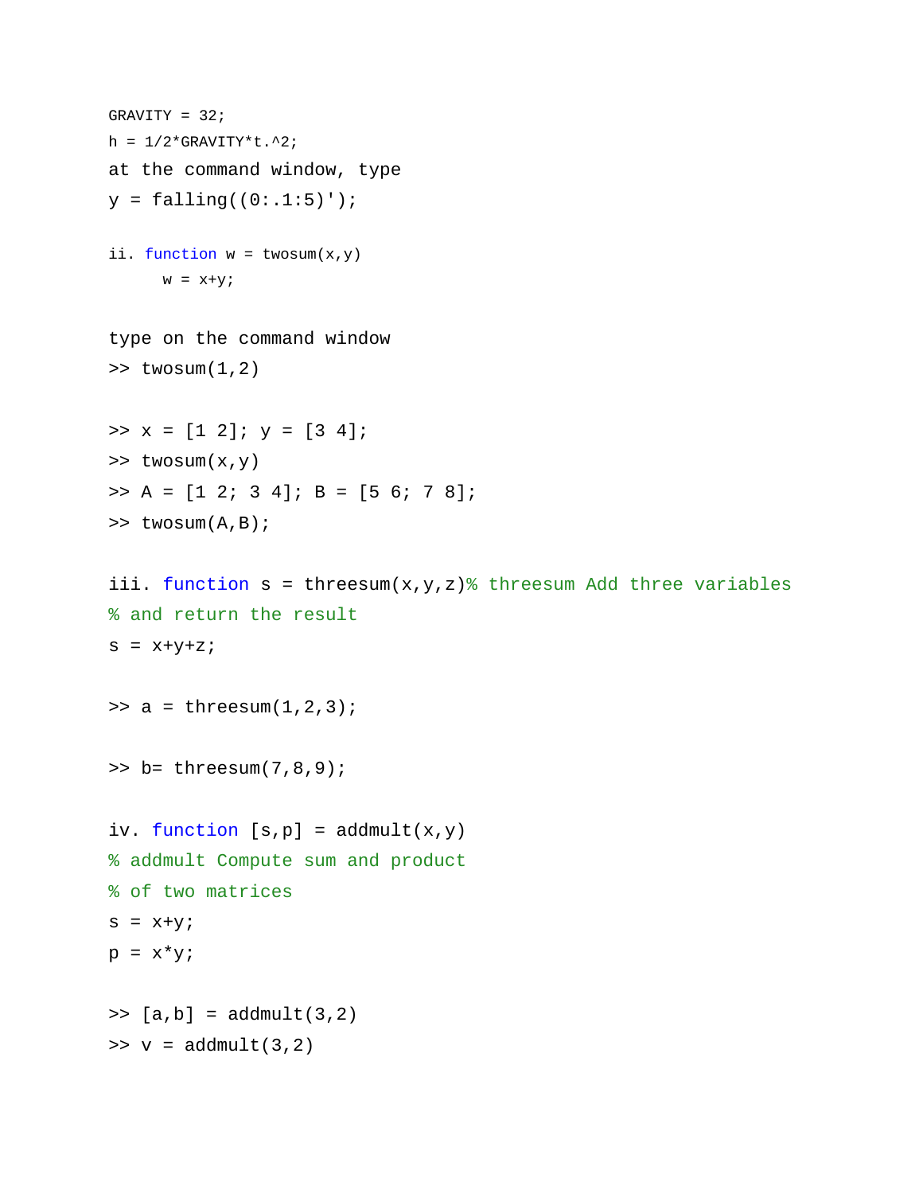```
GRAVITY = 32;
h = 1/2*GRAVITY*t.^2;
```

at the command window, type

```
y = falling((0:.1:5)');
```

ii.
```
function w = twosum(x,y)
    w = x+y;
```

type on the command window

```
>> twosum(1,2)

>> x = [1 2]; y = [3 4];
>> twosum(x,y)
>> A = [1 2; 3 4]; B = [5 6; 7 8];
>> twosum(A,B);
```

iii.
```
function s = threesum(x,y,z)% threesum Add three variables
% and return the result
s = x+y+z;

>> a = threesum(1,2,3);

>> b= threesum(7,8,9);
```

iv.
```
function [s,p] = addmult(x,y)
% addmult Compute sum and product
% of two matrices
s = x+y;
p = x*y;

>> [a,b] = addmult(3,2)
>> v = addmult(3,2)
```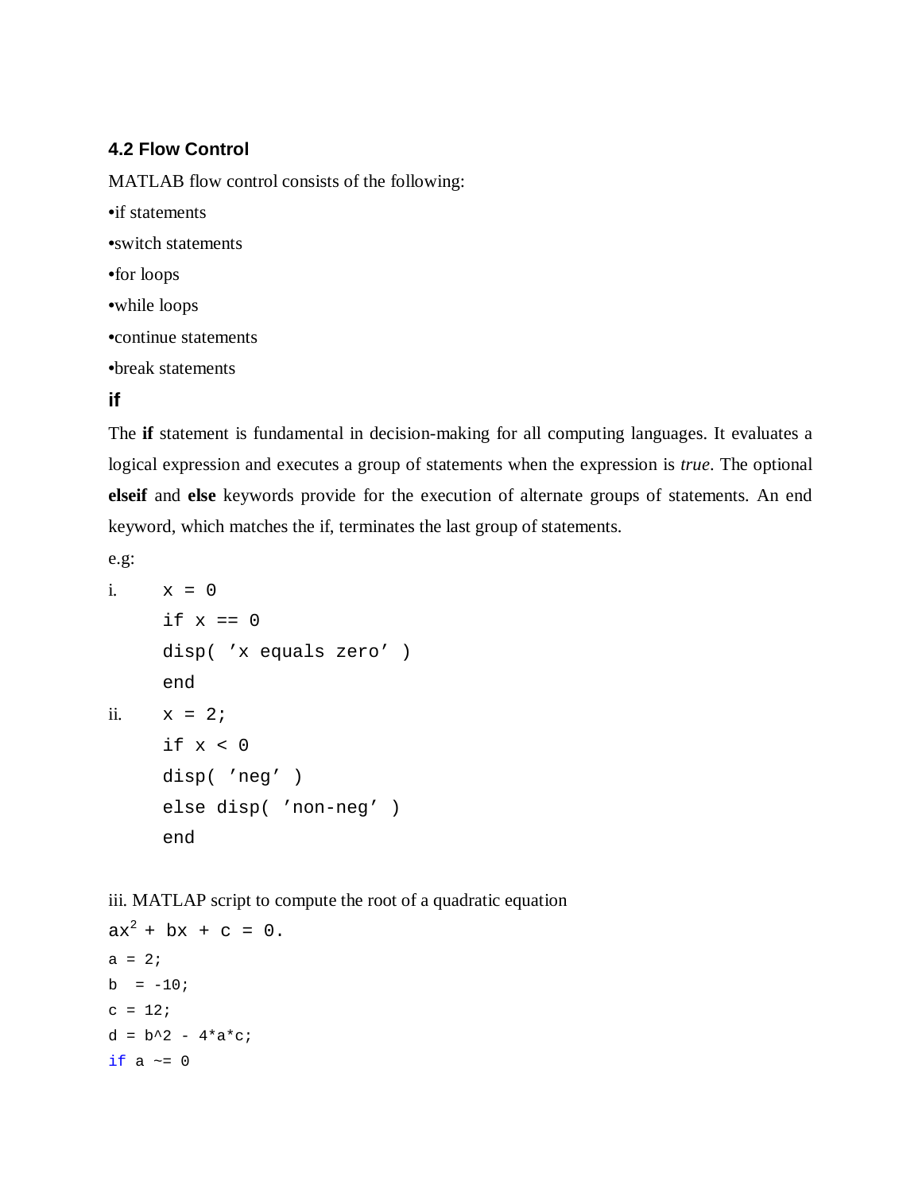### 4.2 Flow Control

MATLAB flow control consists of the following:

•if statements

•switch statements

•for loops

•while loops

•continue statements

•break statements

#### if

The **if** statement is fundamental in decision-making for all computing languages. It evaluates a logical expression and executes a group of statements when the expression is *true*. The optional **elseif** and **else** keywords provide for the execution of alternate groups of statements. An end keyword, which matches the if, terminates the last group of statements.

e.g:

i.

```
x = 0
if x == 0
disp( ’x equals zero’ )
end
```

ii.

```
x = 2;
if x < 0
disp( ’neg’ )
else disp( ’non-neg’ )
end
```

iii. MATLAP script to compute the root of a quadratic equation

$ax^2 + bx + c = 0$.

```
a = 2;
b  = -10;
c = 12;
d = b^2 - 4*a*c;
if a ~= 0
```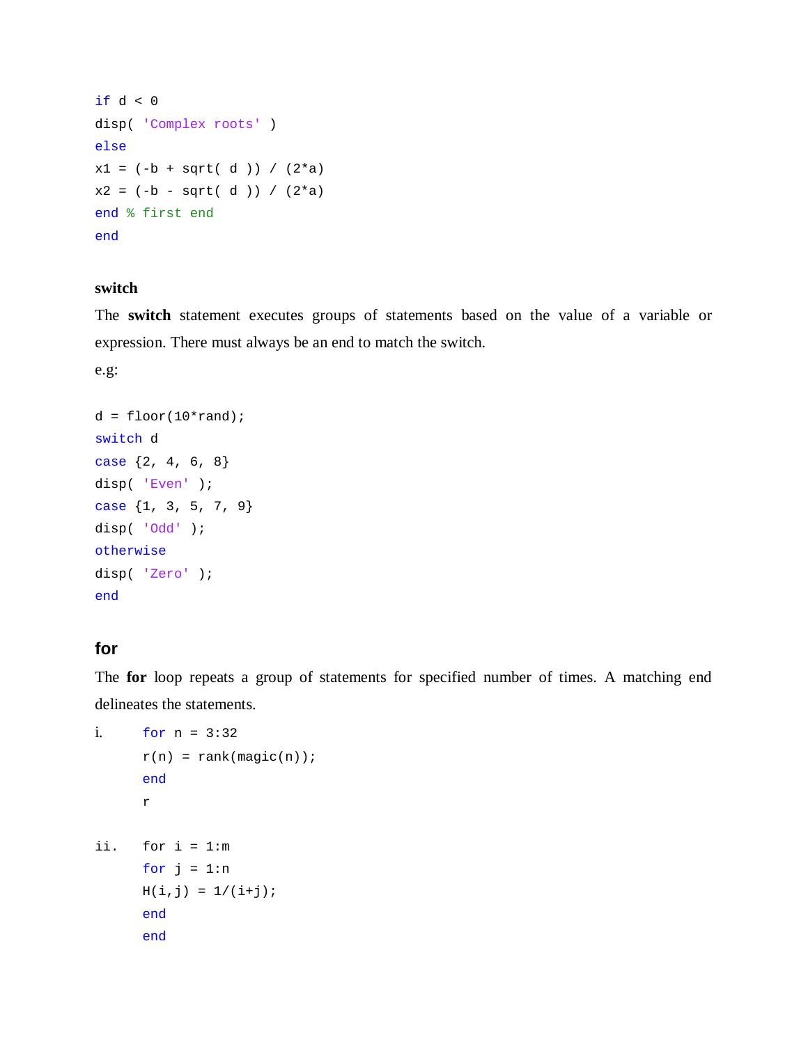```
if d < 0
disp( 'Complex roots' )
else
x1 = (-b + sqrt( d )) / (2*a)
x2 = (-b - sqrt( d )) / (2*a)
end % first end
end
```

**switch**

The **switch** statement executes groups of statements based on the value of a variable or expression. There must always be an end to match the switch.

e.g:

```
d = floor(10*rand);
switch d
case {2, 4, 6, 8}
disp( 'Even' );
case {1, 3, 5, 7, 9}
disp( 'Odd' );
otherwise
disp( 'Zero' );
end
```

## for

The **for** loop repeats a group of statements for specified number of times. A matching end delineates the statements.

i.

```
for n = 3:32
r(n) = rank(magic(n));
end
r
```

ii.

```
for i = 1:m
for j = 1:n
H(i,j) = 1/(i+j);
end
end
```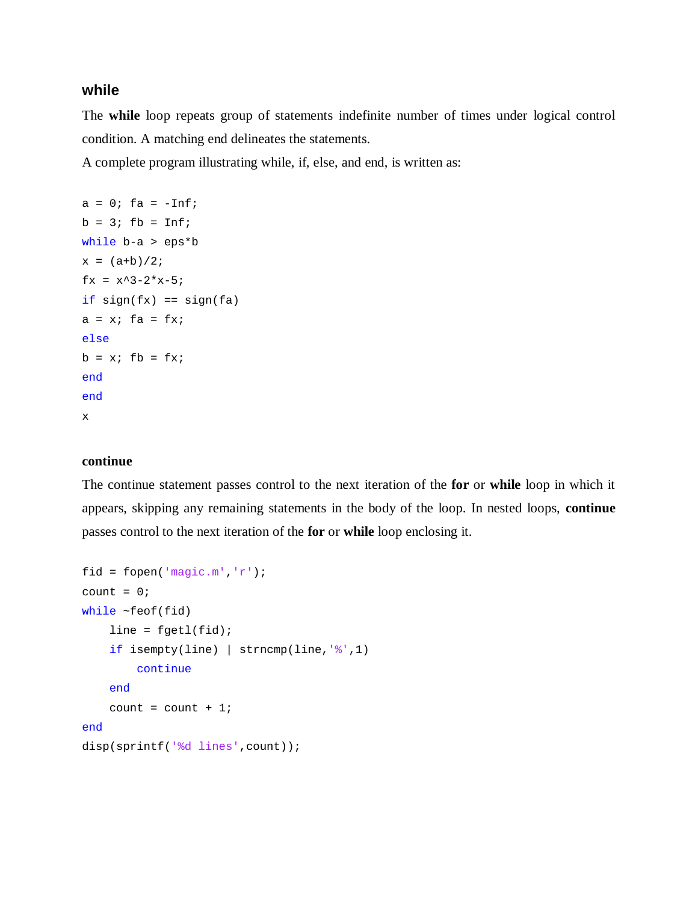### while

The **while** loop repeats group of statements indefinite number of times under logical control condition. A matching end delineates the statements.

A complete program illustrating while, if, else, and end, is written as:

```
a = 0; fa = -Inf;
b = 3; fb = Inf;
while b-a > eps*b
x = (a+b)/2;
fx = x^3-2*x-5;
if sign(fx) == sign(fa)
a = x; fa = fx;
else
b = x; fb = fx;
end
end
x
```

**continue**

The continue statement passes control to the next iteration of the **for** or **while** loop in which it appears, skipping any remaining statements in the body of the loop. In nested loops, **continue** passes control to the next iteration of the **for** or **while** loop enclosing it.

```
fid = fopen('magic.m','r');
count = 0;
while ~feof(fid)
    line = fgetl(fid);
    if isempty(line) | strncmp(line,'%',1)
        continue
    end
    count = count + 1;
end
disp(sprintf('%d lines',count));
```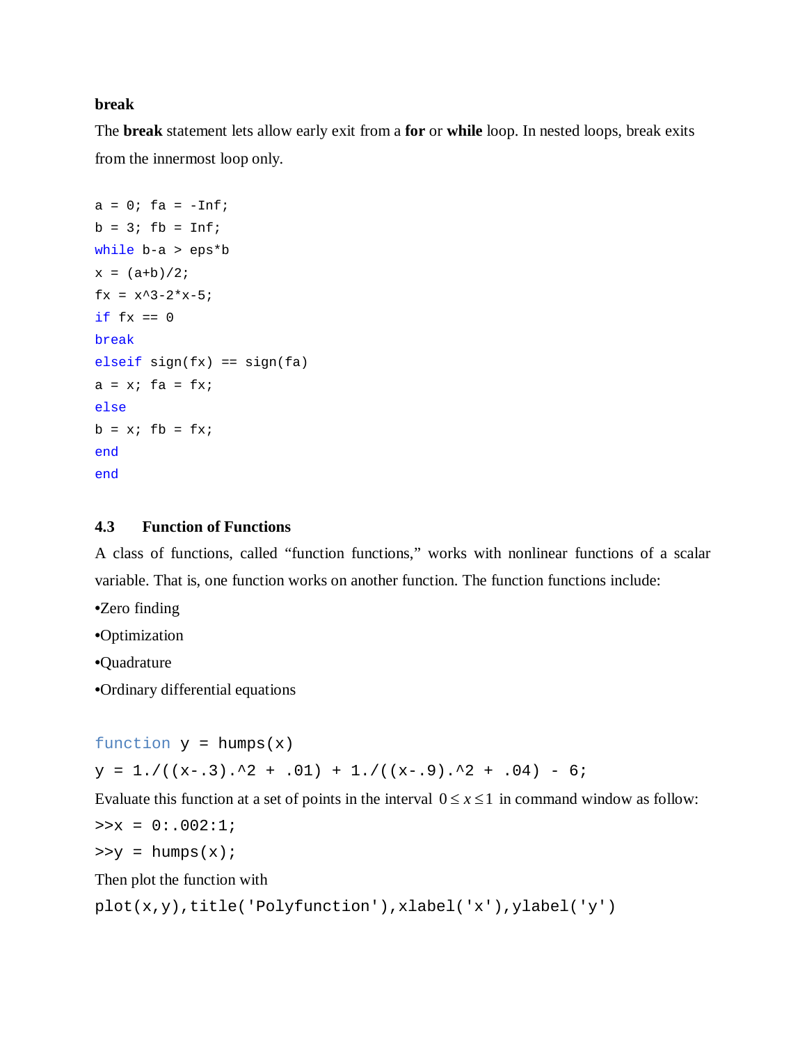**break**

The **break** statement lets allow early exit from a **for** or **while** loop. In nested loops, break exits from the innermost loop only.

```
a = 0; fa = -Inf;
b = 3; fb = Inf;
while b-a > eps*b
x = (a+b)/2;
fx = x^3-2*x-5;
if fx == 0
break
elseif sign(fx) == sign(fa)
a = x; fa = fx;
else
b = x; fb = fx;
end
end
```

### 4.3 Function of Functions

A class of functions, called "function functions," works with nonlinear functions of a scalar variable. That is, one function works on another function. The function functions include:

- Zero finding
- Optimization
- Quadrature
- Ordinary differential equations

```
function y = humps(x)
y = 1./((x-.3).^2 + .01) + 1./((x-.9).^2 + .04) - 6;
```

Evaluate this function at a set of points in the interval $0 \le x \le 1$ in command window as follow:

```
>>x = 0:.002:1;
>>y = humps(x);
```

Then plot the function with

```
plot(x,y),title('Polyfunction'),xlabel('x'),ylabel('y')
```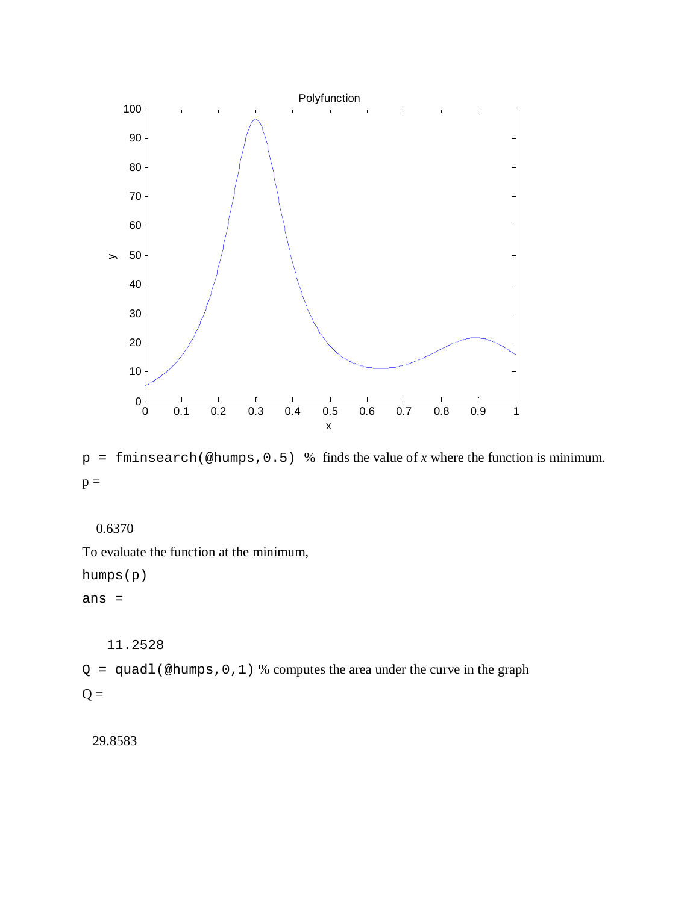Polyfunction

100
90
80
70
60
50
40
30
20
10
0

y

0 0.1 0.2 0.3 0.4 0.5 0.6 0.7 0.8 0.9 1

x

```
p = fminsearch(@humps,0.5)
```
% finds the value of *x* where the function is minimum.

p =

0.6370

To evaluate the function at the minimum,

```
humps(p)
ans =

   11.2528
```

```
Q = quadl(@humps,0,1)
```
% computes the area under the curve in the graph

Q =

29.8583